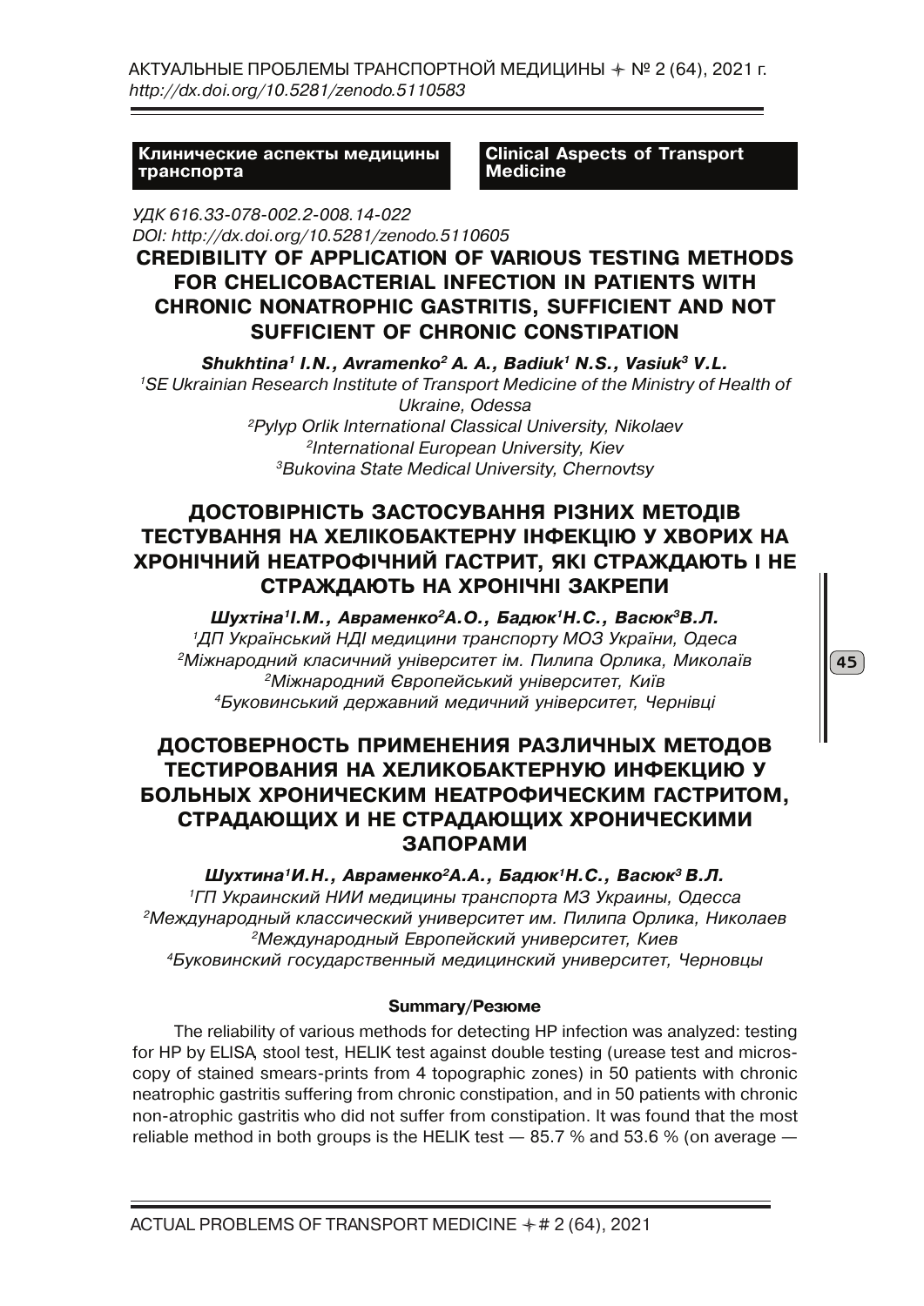**Клинические аспекты медицины транспорта** | **Clinical Aspects of Transport Medicine**

*УДК 616.33-078-002.2-008.14-022*
*DOI: http://dx.doi.org/10.5281/zenodo.5110605*

# CREDIBILITY OF APPLICATION OF VARIOUS TESTING METHODS FOR CHELICOBACTERIAL INFECTION IN PATIENTS WITH CHRONIC NONATROPHIC GASTRITIS, SUFFICIENT AND NOT SUFFICIENT OF CHRONIC CONSTIPATION

***Shukhtina[1] I.N., Avramenko[2] A. A., Badiuk[1] N.S., Vasiuk[3] V.L.***

*[1]SE Ukrainian Research Institute of Transport Medicine of the Ministry of Health of Ukraine, Odessa*
*[2]Pylyp Orlik International Classical University, Nikolaev*
*[2]International European University, Kiev*
*[3]Bukovina State Medical University, Chernovtsy*

# ДОСТОВІРНІСТЬ ЗАСТОСУВАННЯ РІЗНИХ МЕТОДІВ ТЕСТУВАННЯ НА ХЕЛІКОБАКТЕРНУ ІНФЕКЦІЮ У ХВОРИХ НА ХРОНІЧНИЙ НЕАТРОФІЧНИЙ ГАСТРИТ, ЯКІ СТРАЖДАЮТЬ І НЕ СТРАЖДАЮТЬ НА ХРОНІЧНІ ЗАКРЕПИ

***Шухтіна[1]І.М., Авраменко[2]А.О., Бадюк[1]Н.С., Васюк[3]В.Л.***

*[1]ДП Український НДІ медицини транспорту МОЗ України, Одеса*
*[2]Міжнародний класичний університет ім. Пилипа Орлика, Миколаїв*
*[2]Міжнародний Європейський університет, Київ*
*[4]Буковинський державний медичний університет, Чернівці*

# ДОСТОВЕРНОСТЬ ПРИМЕНЕНИЯ РАЗЛИЧНЫХ МЕТОДОВ ТЕСТИРОВАНИЯ НА ХЕЛИКОБАКТЕРНУЮ ИНФЕКЦИЮ У БОЛЬНЫХ ХРОНИЧЕСКИМ НЕАТРОФИЧЕСКИМ ГАСТРИТОМ, СТРАДАЮЩИХ И НЕ СТРАДАЮЩИХ ХРОНИЧЕСКИМИ ЗАПОРАМИ

***Шухтина[1]И.Н., Авраменко[2]А.А., Бадюк[1]Н.С., Васюк[3] В.Л.***

*[1]ГП Украинский НИИ медицины транспорта МЗ Украины, Одесса*
*[2]Международный классический университет им. Пилипа Орлика, Николаев*
*[2]Международный Европейский университет, Киев*
*[4]Буковинский государственный медицинский университет, Черновцы*

#### Summary/Резюме

The reliability of various methods for detecting HP infection was analyzed: testing for HP by ELISA, stool test, HELIK test against double testing (urease test and microscopy of stained smears-prints from 4 topographic zones) in 50 patients with chronic neatrophic gastritis suffering from chronic constipation, and in 50 patients with chronic non-atrophic gastritis who did not suffer from constipation. It was found that the most reliable method in both groups is the HELIK test — 85.7 % and 53.6 % (on average —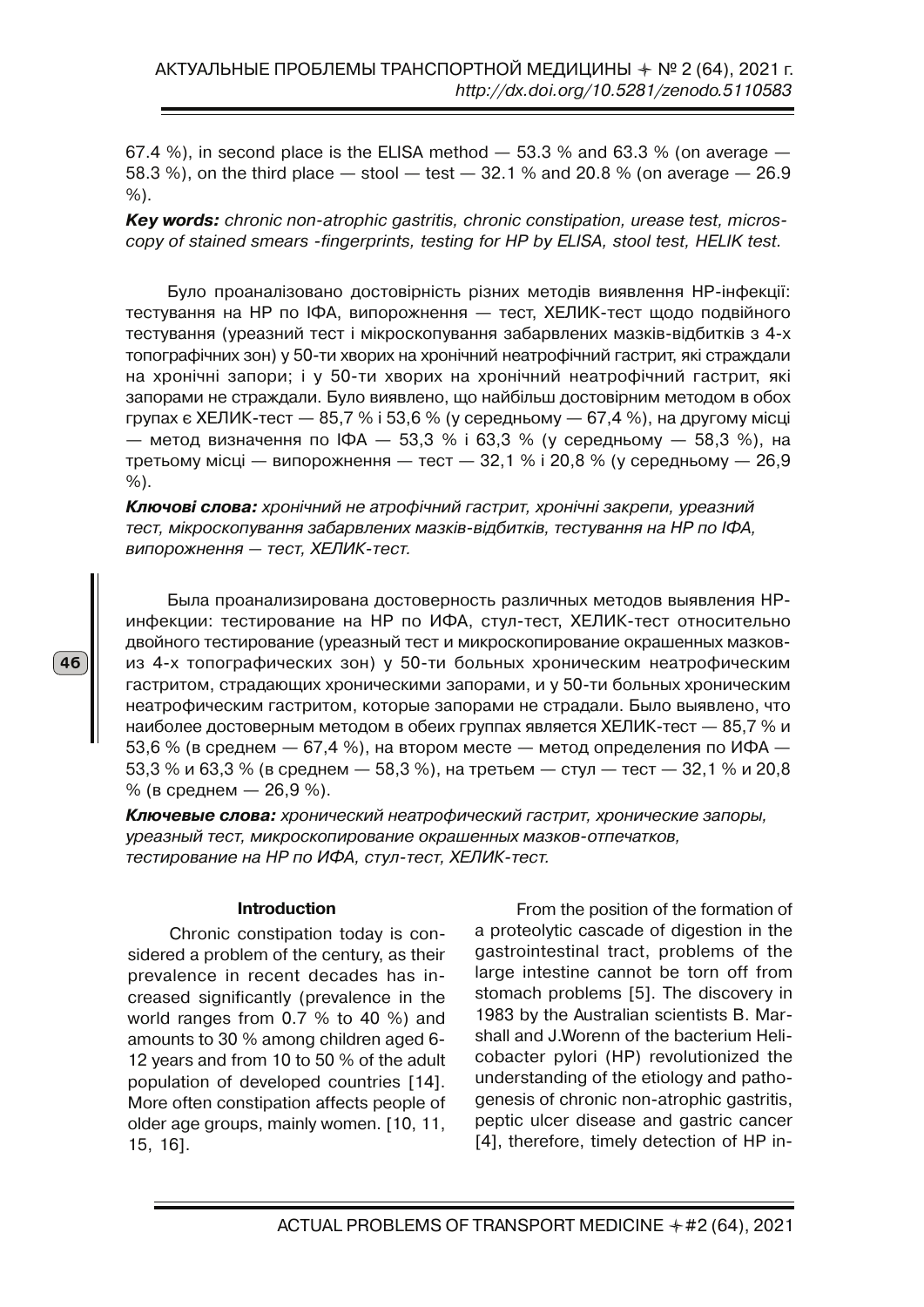67.4 %), in second place is the ELISA method — 53.3 % and 63.3 % (on average — 58.3 %), on the third place — stool — test — 32.1 % and 20.8 % (on average — 26.9 %).

***Key words:*** *chronic non-atrophic gastritis, chronic constipation, urease test, microscopy of stained smears -fingerprints, testing for HP by ELISA, stool test, HELIK test.*

Було проаналізовано достовірність різних методів виявлення HP-інфекції: тестування на HP по ІФА, випорожнення — тест, ХЕЛИК-тест щодо подвійного тестування (уреазний тест і мікроскопування забарвлених мазків-відбитків з 4-х топографічних зон) у 50-ти хворих на хронічний неатрофічний гастрит, які страждали на хронічні запори; і у 50-ти хворих на хронічний неатрофічний гастрит, які запорами не страждали. Було виявлено, що найбільш достовірним методом в обох групах є ХЕЛИК-тест — 85,7 % і 53,6 % (у середньому — 67,4 %), на другому місці — метод визначення по ІФА — 53,3 % і 63,3 % (у середньому — 58,3 %), на третьому місці — випорожнення — тест — 32,1 % і 20,8 % (у середньому — 26,9 %).

***Ключові слова:*** *хронічний не атрофічний гастрит, хронічні закрепи, уреазний тест, мікроскопування забарвлених мазків-відбитків, тестування на HP по ІФА, випорожнення — тест, ХЕЛИК-тест.*

Была проанализирована достоверность различных методов выявления HP-инфекции: тестирование на HP по ИФА, стул-тест, ХЕЛИК-тест относительно двойного тестирование (уреазный тест и микроскопирование окрашенных мазков-из 4-х топографических зон) у 50-ти больных хроническим неатрофическим гастритом, страдающих хроническими запорами, и у 50-ти больных хроническим неатрофическим гастритом, которые запорами не страдали. Было выявлено, что наиболее достоверным методом в обеих группах является ХЕЛИК-тест — 85,7 % и 53,6 % (в среднем — 67,4 %), на втором месте — метод определения по ИФА — 53,3 % и 63,3 % (в среднем — 58,3 %), на третьем — стул — тест — 32,1 % и 20,8 % (в среднем — 26,9 %).

***Ключевые слова:*** *хронический неатрофический гастрит, хронические запоры, уреазный тест, микроскопирование окрашенных мазков-отпечатков, тестирование на HP по ИФА, стул-тест, ХЕЛИК-тест.*

## Introduction

Chronic constipation today is considered a problem of the century, as their prevalence in recent decades has increased significantly (prevalence in the world ranges from 0.7 % to 40 %) and amounts to 30 % among children aged 6-12 years and from 10 to 50 % of the adult population of developed countries [14]. More often constipation affects people of older age groups, mainly women. [10, 11, 15, 16].

From the position of the formation of a proteolytic cascade of digestion in the gastrointestinal tract, problems of the large intestine cannot be torn off from stomach problems [5]. The discovery in 1983 by the Australian scientists B. Marshall and J.Worenn of the bacterium Helicobacter pylori (HP) revolutionized the understanding of the etiology and pathogenesis of chronic non-atrophic gastritis, peptic ulcer disease and gastric cancer [4], therefore, timely detection of HP in-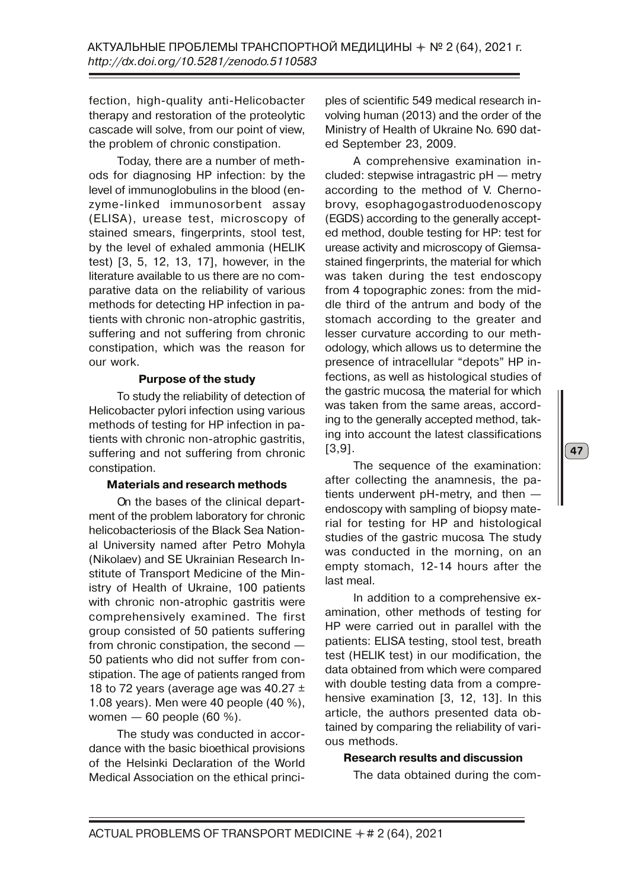fection, high-quality anti-Helicobacter therapy and restoration of the proteolytic cascade will solve, from our point of view, the problem of chronic constipation.

Today, there are a number of methods for diagnosing HP infection: by the level of immunoglobulins in the blood (enzyme-linked immunosorbent assay (ELISA), urease test, microscopy of stained smears, fingerprints, stool test, by the level of exhaled ammonia (HELIK test) [3, 5, 12, 13, 17], however, in the literature available to us there are no comparative data on the reliability of various methods for detecting HP infection in patients with chronic non-atrophic gastritis, suffering and not suffering from chronic constipation, which was the reason for our work.

### Purpose of the study

To study the reliability of detection of Helicobacter pylori infection using various methods of testing for HP infection in patients with chronic non-atrophic gastritis, suffering and not suffering from chronic constipation.

### Materials and research methods

On the bases of the clinical department of the problem laboratory for chronic helicobacteriosis of the Black Sea National University named after Petro Mohyla (Nikolaev) and SE Ukrainian Research Institute of Transport Medicine of the Ministry of Health of Ukraine, 100 patients with chronic non-atrophic gastritis were comprehensively examined. The first group consisted of 50 patients suffering from chronic constipation, the second — 50 patients who did not suffer from constipation. The age of patients ranged from 18 to 72 years (average age was 40.27 ± 1.08 years). Men were 40 people (40 %), women — 60 people (60 %).

The study was conducted in accordance with the basic bioethical provisions of the Helsinki Declaration of the World Medical Association on the ethical principles of scientific 549 medical research involving human (2013) and the order of the Ministry of Health of Ukraine No. 690 dated September 23, 2009.

A comprehensive examination included: stepwise intragastric pH — metry according to the method of V. Chernobrovy, esophagogastroduodenoscopy (EGDS) according to the generally accepted method, double testing for HP: test for urease activity and microscopy of Giemsa-stained fingerprints, the material for which was taken during the test endoscopy from 4 topographic zones: from the middle third of the antrum and body of the stomach according to the greater and lesser curvature according to our methodology, which allows us to determine the presence of intracellular "depots" HP infections, as well as histological studies of the gastric mucosa, the material for which was taken from the same areas, according to the generally accepted method, taking into account the latest classifications [3,9].

The sequence of the examination: after collecting the anamnesis, the patients underwent pH-metry, and then — endoscopy with sampling of biopsy material for testing for HP and histological studies of the gastric mucosa. The study was conducted in the morning, on an empty stomach, 12-14 hours after the last meal.

In addition to a comprehensive examination, other methods of testing for HP were carried out in parallel with the patients: ELISA testing, stool test, breath test (HELIK test) in our modification, the data obtained from which were compared with double testing data from a comprehensive examination [3, 12, 13]. In this article, the authors presented data obtained by comparing the reliability of various methods.

### Research results and discussion

The data obtained during the com-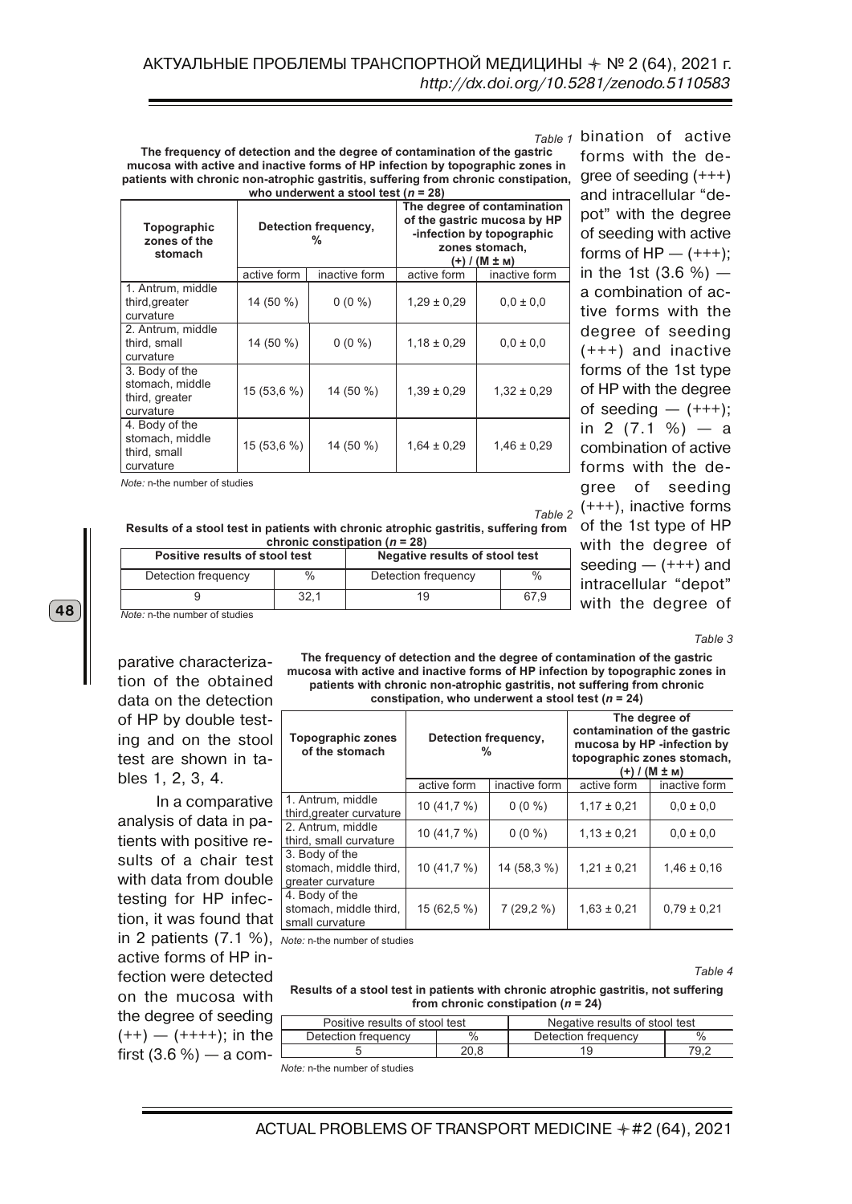*Table 1*

**The frequency of detection and the degree of contamination of the gastric mucosa with active and inactive forms of HP infection by topographic zones in patients with chronic non-atrophic gastritis, suffering from chronic constipation, who underwent a stool test (*n* = 28)**

| Topographic zones of the stomach | Detection frequency, % | | The degree of contamination of the gastric mucosa by HP -infection by topographic zones stomach, (+) / (M ± м) | |
|---|---|---|---|---|
| | active form | inactive form | active form | inactive form |
| 1. Antrum, middle third,greater curvature | 14 (50 %) | 0 (0 %) | 1,29 ± 0,29 | 0,0 ± 0,0 |
| 2. Antrum, middle third, small curvature | 14 (50 %) | 0 (0 %) | 1,18 ± 0,29 | 0,0 ± 0,0 |
| 3. Body of the stomach, middle third, greater curvature | 15 (53,6 %) | 14 (50 %) | 1,39 ± 0,29 | 1,32 ± 0,29 |
| 4. Body of the stomach, middle third, small curvature | 15 (53,6 %) | 14 (50 %) | 1,64 ± 0,29 | 1,46 ± 0,29 |

*Note:* n-the number of studies

*Table 2*

**Results of a stool test in patients with chronic atrophic gastritis, suffering from chronic constipation (*n* = 28)**

| Positive results of stool test | | Negative results of stool test | |
|---|---|---|---|
| Detection frequency | % | Detection frequency | % |
| 9 | 32,1 | 19 | 67,9 |

*Note:* n-the number of studies

parative characterization of the obtained data on the detection of HP by double testing and on the stool test are shown in tables 1, 2, 3, 4.

In a comparative analysis of data in patients with positive results of a chair test with data from double testing for HP infection, it was found that in 2 patients (7.1 %), active forms of HP infection were detected on the mucosa with the degree of seeding (++) — (++++); in the first (3.6 %) — a combination of active forms with the degree of seeding (+++) and intracellular "depot" with the degree of seeding with active forms of HP — (+++); in the 1st (3.6 %) — a combination of active forms with the degree of seeding (+++) and inactive forms of the 1st type of HP with the degree of seeding — (+++); in 2 (7.1 %) — a combination of active forms with the degree of seeding (+++), inactive forms of the 1st type of HP with the degree of seeding — (+++) and intracellular "depot" with the degree of

*Table 3*

**The frequency of detection and the degree of contamination of the gastric mucosa with active and inactive forms of HP infection by topographic zones in patients with chronic non-atrophic gastritis, not suffering from chronic constipation, who underwent a stool test (*n* = 24)**

| Topographic zones of the stomach | Detection frequency, % | | The degree of contamination of the gastric mucosa by HP -infection by topographic zones stomach, (+) / (M ± м) | |
|---|---|---|---|---|
| | active form | inactive form | active form | inactive form |
| 1. Antrum, middle third,greater curvature | 10 (41,7 %) | 0 (0 %) | 1,17 ± 0,21 | 0,0 ± 0,0 |
| 2. Antrum, middle third, small curvature | 10 (41,7 %) | 0 (0 %) | 1,13 ± 0,21 | 0,0 ± 0,0 |
| 3. Body of the stomach, middle third, greater curvature | 10 (41,7 %) | 14 (58,3 %) | 1,21 ± 0,21 | 1,46 ± 0,16 |
| 4. Body of the stomach, middle third, small curvature | 15 (62,5 %) | 7 (29,2 %) | 1,63 ± 0,21 | 0,79 ± 0,21 |

*Note:* n-the number of studies

*Table 4*

**Results of a stool test in patients with chronic atrophic gastritis, not suffering from chronic constipation (*n* = 24)**

| Positive results of stool test | | Negative results of stool test | |
|---|---|---|---|
| Detection frequency | % | Detection frequency | % |
| 5 | 20,8 | 19 | 79,2 |

*Note:* n-the number of studies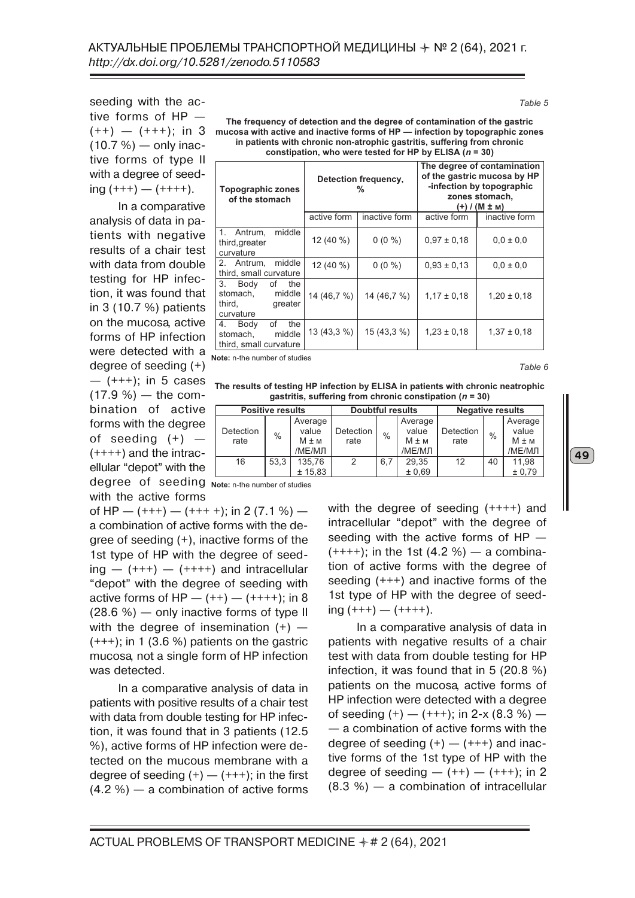seeding with the active forms of HP — (++) — (+++); in 3 (10.7 %) — only inactive forms of type II with a degree of seeding (+++) — (++++).

In a comparative analysis of data in patients with negative results of a chair test with data from double testing for HP infection, it was found that in 3 (10.7 %) patients on the mucosa, active forms of HP infection were detected with a degree of seeding (+) — (+++); in 5 cases (17.9 %) — the combination of active forms with the degree of seeding (+) — (++++) and the intracellular "depot" with the degree of seeding with the active forms of HP — (+++) — (+++ +); in 2 (7.1 %) — a combination of active forms with the degree of seeding (+), inactive forms of the 1st type of HP with the degree of seeding — (+++) — (++++) and intracellular "depot" with the degree of seeding with active forms of HP — (++) — (++++); in 8 (28.6 %) — only inactive forms of type II with the degree of insemination (+) — (+++); in 1 (3.6 %) patients on the gastric mucosa, not a single form of HP infection was detected.

In a comparative analysis of data in patients with positive results of a chair test with data from double testing for HP infection, it was found that in 3 patients (12.5 %), active forms of HP infection were detected on the mucous membrane with a degree of seeding (+) — (+++); in the first (4.2 %) — a combination of active forms with the degree of seeding (++++) and intracellular "depot" with the degree of seeding with the active forms of HP — (++++); in the 1st (4.2 %) — a combination of active forms with the degree of seeding (+++) and inactive forms of the 1st type of HP with the degree of seeding (+++) — (++++).

In a comparative analysis of data in patients with negative results of a chair test with data from double testing for HP infection, it was found that in 5 (20.8 %) patients on the mucosa, active forms of HP infection were detected with a degree of seeding (+) — (+++); in 2-x (8.3 %) — — a combination of active forms with the degree of seeding (+) — (+++) and inactive forms of the 1st type of HP with the degree of seeding — (++) — (+++); in 2 (8.3 %) — a combination of intracellular

*Table 5*

**The frequency of detection and the degree of contamination of the gastric mucosa with active and inactive forms of HP — infection by topographic zones in patients with chronic non-atrophic gastritis, suffering from chronic constipation, who were tested for HP by ELISA (*n* = 30)**

| Topographic zones of the stomach | Detection frequency, % | | The degree of contamination of the gastric mucosa by HP -infection by topographic zones stomach, (+) / (M ± м) | |
|---|---|---|---|---|
| | active form | inactive form | active form | inactive form |
| 1. Antrum, middle third,greater curvature | 12 (40 %) | 0 (0 %) | 0,97 ± 0,18 | 0,0 ± 0,0 |
| 2. Antrum, middle third, small curvature | 12 (40 %) | 0 (0 %) | 0,93 ± 0,13 | 0,0 ± 0,0 |
| 3. Body of the stomach, middle third, greater curvature | 14 (46,7 %) | 14 (46,7 %) | 1,17 ± 0,18 | 1,20 ± 0,18 |
| 4. Body of the stomach, middle third, small curvature | 13 (43,3 %) | 15 (43,3 %) | 1,23 ± 0,18 | 1,37 ± 0,18 |

**Note:** n-the number of studies

*Table 6*

**The results of testing HP infection by ELISA in patients with chronic neatrophic gastritis, suffering from chronic constipation (*n* = 30)**

| Positive results | | | Doubtful results | | | Negative results | | |
|---|---|---|---|---|---|---|---|---|
| Detection rate | % | Average value M ± м /МЕ/МЛ | Detection rate | % | Average value M ± м /МЕ/МЛ | Detection rate | % | Average value M ± м /МЕ/МЛ |
| 16 | 53,3 | 135,76 ± 15,83 | 2 | 6,7 | 29,35 ± 0,69 | 12 | 40 | 11,98 ± 0,79 |

**Note:** n-the number of studies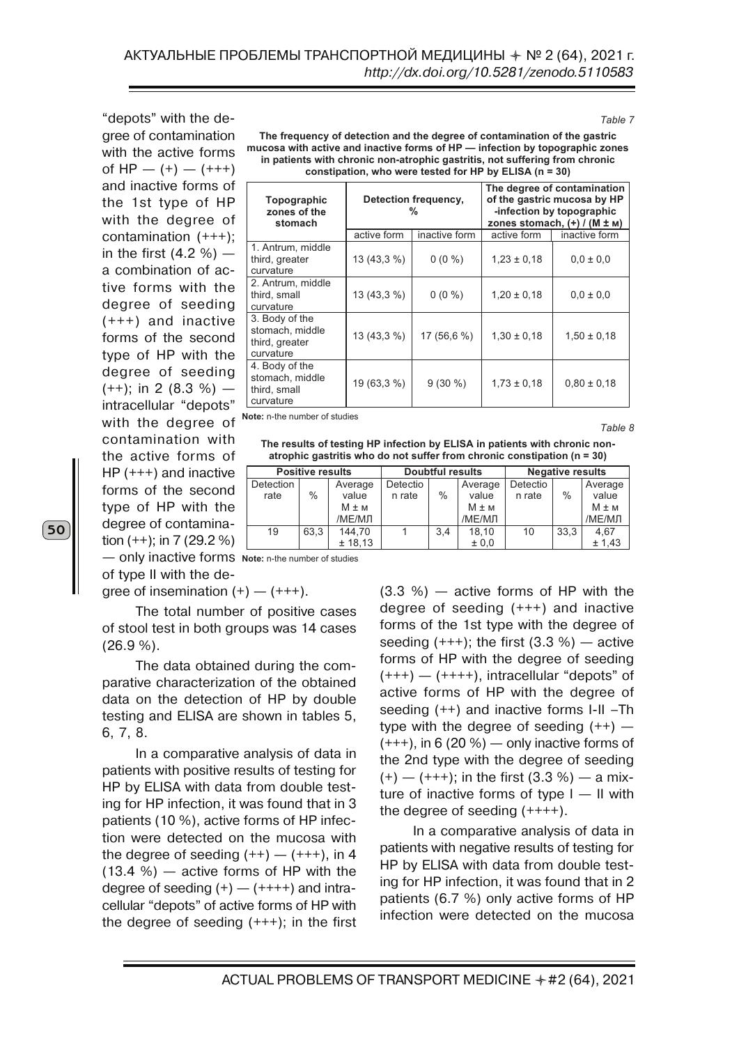"depots" with the degree of contamination with the active forms of HP — (+) — (+++) and inactive forms of the 1st type of HP with the degree of contamination (+++); in the first (4.2 %) — a combination of active forms with the degree of seeding (+++) and inactive forms of the second type of HP with the degree of seeding (++); in 2 (8.3 %) — intracellular "depots" with the degree of contamination with the active forms of HP (+++) and inactive forms of the second type of HP with the degree of contamination (++); in 7 (29.2 %) — only inactive forms of type II with the degree of insemination (+) — (+++).

*Table 7*

**The frequency of detection and the degree of contamination of the gastric mucosa with active and inactive forms of HP — infection by topographic zones in patients with chronic non-atrophic gastritis, not suffering from chronic constipation, who were tested for HP by ELISA (n = 30)**

| Topographic zones of the stomach | Detection frequency, % | | The degree of contamination of the gastric mucosa by HP -infection by topographic zones stomach, (+) / (M ± м) | |
|---|---|---|---|---|
| | active form | inactive form | active form | inactive form |
| 1. Antrum, middle third, greater curvature | 13 (43,3 %) | 0 (0 %) | 1,23 ± 0,18 | 0,0 ± 0,0 |
| 2. Antrum, middle third, small curvature | 13 (43,3 %) | 0 (0 %) | 1,20 ± 0,18 | 0,0 ± 0,0 |
| 3. Body of the stomach, middle third, greater curvature | 13 (43,3 %) | 17 (56,6 %) | 1,30 ± 0,18 | 1,50 ± 0,18 |
| 4. Body of the stomach, middle third, small curvature | 19 (63,3 %) | 9 (30 %) | 1,73 ± 0,18 | 0,80 ± 0,18 |

**Note:** n-the number of studies

*Table 8*

**The results of testing HP infection by ELISA in patients with chronic non-atrophic gastritis who do not suffer from chronic constipation (n = 30)**

| Positive results | | | Doubtful results | | | Negative results | | |
|---|---|---|---|---|---|---|---|---|
| Detection rate | % | Average value M ± м /МЕ/МЛ | Detection rate | % | Average value M ± м /МЕ/МЛ | Detection rate | % | Average value M ± м /МЕ/МЛ |
| 19 | 63,3 | 144,70 ± 18,13 | 1 | 3,4 | 18,10 ± 0,0 | 10 | 33,3 | 4,67 ± 1,43 |

**Note:** n-the number of studies

The total number of positive cases of stool test in both groups was 14 cases (26.9 %).

The data obtained during the comparative characterization of the obtained data on the detection of HP by double testing and ELISA are shown in tables 5, 6, 7, 8.

In a comparative analysis of data in patients with positive results of testing for HP by ELISA with data from double testing for HP infection, it was found that in 3 patients (10 %), active forms of HP infection were detected on the mucosa with the degree of seeding (++) — (+++), in 4 (13.4 %) — active forms of HP with the degree of seeding (+) — (++++) and intracellular "depots" of active forms of HP with the degree of seeding (+++); in the first (3.3 %) — active forms of HP with the degree of seeding (+++) and inactive forms of the 1st type with the degree of seeding (+++); the first (3.3 %) — active forms of HP with the degree of seeding (+++) — (++++), intracellular "depots" of active forms of HP with the degree of seeding (++) and inactive forms I-II –Th type with the degree of seeding (++) — (+++), in 6 (20 %) — only inactive forms of the 2nd type with the degree of seeding (+) — (+++); in the first (3.3 %) — a mixture of inactive forms of type I — II with the degree of seeding (++++).

In a comparative analysis of data in patients with negative results of testing for HP by ELISA with data from double testing for HP infection, it was found that in 2 patients (6.7 %) only active forms of HP infection were detected on the mucosa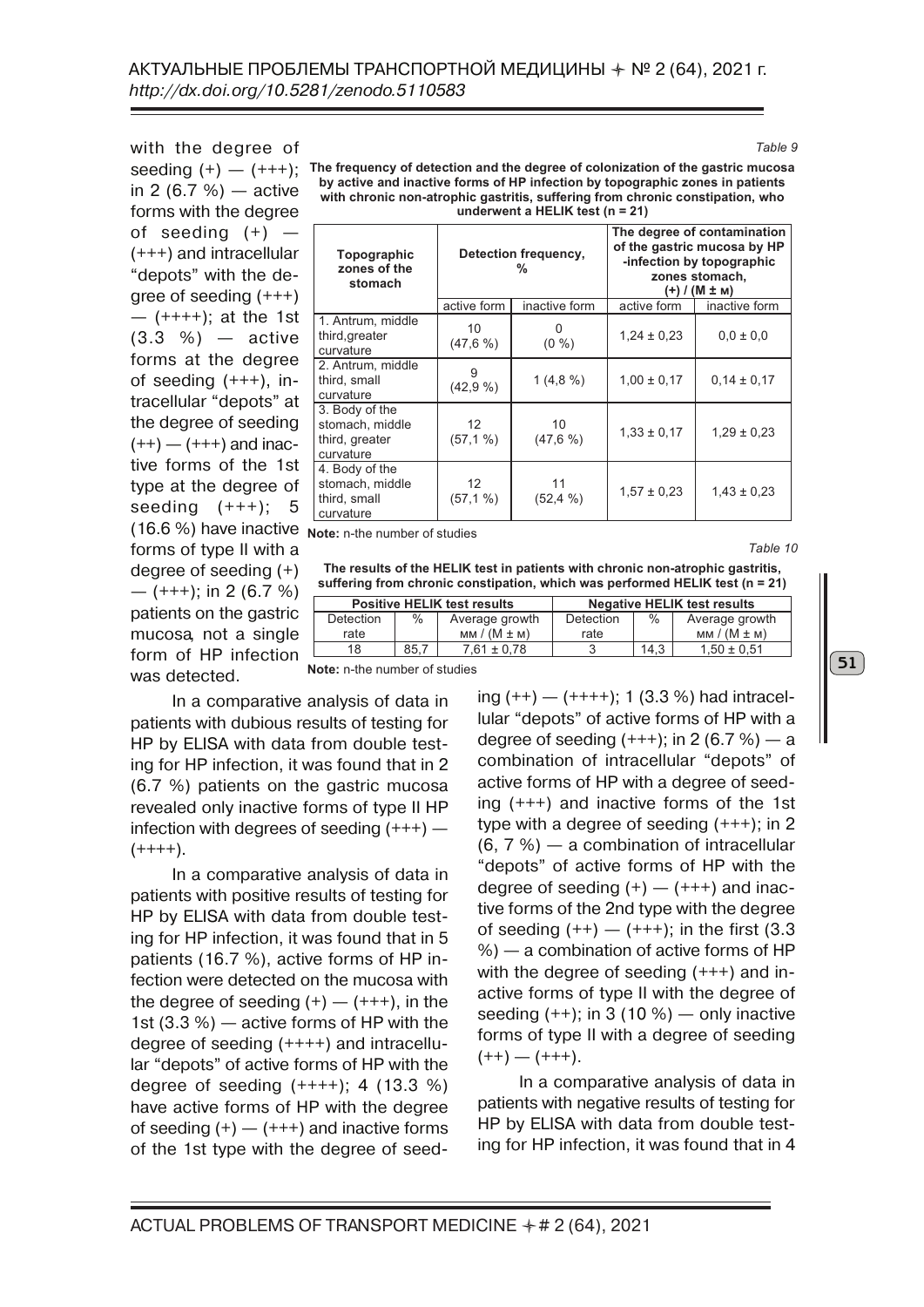with the degree of seeding (+) — (+++); in 2 (6.7 %) — active forms with the degree of seeding (+) — (+++) and intracellular "depots" with the degree of seeding (+++) — (++++); at the 1st (3.3 %) — active forms at the degree of seeding (+++), intracellular "depots" at the degree of seeding (++) — (+++) and inactive forms of the 1st type at the degree of seeding (+++); 5 (16.6 %) have inactive forms of type II with a degree of seeding (+) — (+++); in 2 (6.7 %) patients on the gastric mucosa, not a single form of HP infection was detected.

*Table 9*

**The frequency of detection and the degree of colonization of the gastric mucosa by active and inactive forms of HP infection by topographic zones in patients with chronic non-atrophic gastritis, suffering from chronic constipation, who underwent a HELIK test (n = 21)**

| Topographic zones of the stomach | Detection frequency, % | | The degree of contamination of the gastric mucosa by HP -infection by topographic zones stomach, (+) / (M ± м) | |
|---|---|---|---|---|
| | active form | inactive form | active form | inactive form |
| 1. Antrum, middle third, greater curvature | 10 (47,6 %) | 0 (0 %) | 1,24 ± 0,23 | 0,0 ± 0,0 |
| 2. Antrum, middle third, small curvature | 9 (42,9 %) | 1 (4,8 %) | 1,00 ± 0,17 | 0,14 ± 0,17 |
| 3. Body of the stomach, middle third, greater curvature | 12 (57,1 %) | 10 (47,6 %) | 1,33 ± 0,17 | 1,29 ± 0,23 |
| 4. Body of the stomach, middle third, small curvature | 12 (57,1 %) | 11 (52,4 %) | 1,57 ± 0,23 | 1,43 ± 0,23 |

**Note:** n-the number of studies

*Table 10*

**The results of the HELIK test in patients with chronic non-atrophic gastritis, suffering from chronic constipation, which was performed HELIK test (n = 21)**

| Positive HELIK test results | | | Negative HELIK test results | | |
|---|---|---|---|---|---|
| Detection rate | % | Average growth мм / (M ± м) | Detection rate | % | Average growth мм / (M ± м) |
| 18 | 85,7 | 7,61 ± 0,78 | 3 | 14,3 | 1,50 ± 0,51 |

**Note:** n-the number of studies

In a comparative analysis of data in patients with dubious results of testing for HP by ELISA with data from double testing for HP infection, it was found that in 2 (6.7 %) patients on the gastric mucosa revealed only inactive forms of type II HP infection with degrees of seeding (+++) — (++++).

In a comparative analysis of data in patients with positive results of testing for HP by ELISA with data from double testing for HP infection, it was found that in 5 patients (16.7 %), active forms of HP infection were detected on the mucosa with the degree of seeding (+) — (+++), in the 1st (3.3 %) — active forms of HP with the degree of seeding (++++) and intracellular "depots" of active forms of HP with the degree of seeding (++++); 4 (13.3 %) have active forms of HP with the degree of seeding (+) — (+++) and inactive forms of the 1st type with the degree of seeding (++) — (++++); 1 (3.3 %) had intracellular "depots" of active forms of HP with a degree of seeding (+++); in 2 (6.7 %) — a combination of intracellular "depots" of active forms of HP with a degree of seeding (+++) and inactive forms of the 1st type with a degree of seeding (+++); in 2 (6, 7 %) — a combination of intracellular "depots" of active forms of HP with the degree of seeding (+) — (+++) and inactive forms of the 2nd type with the degree of seeding (++) — (+++); in the first (3.3 %) — a combination of active forms of HP with the degree of seeding (+++) and inactive forms of type II with the degree of seeding (++); in 3 (10 %) — only inactive forms of type II with a degree of seeding (++) — (+++).

In a comparative analysis of data in patients with negative results of testing for HP by ELISA with data from double testing for HP infection, it was found that in 4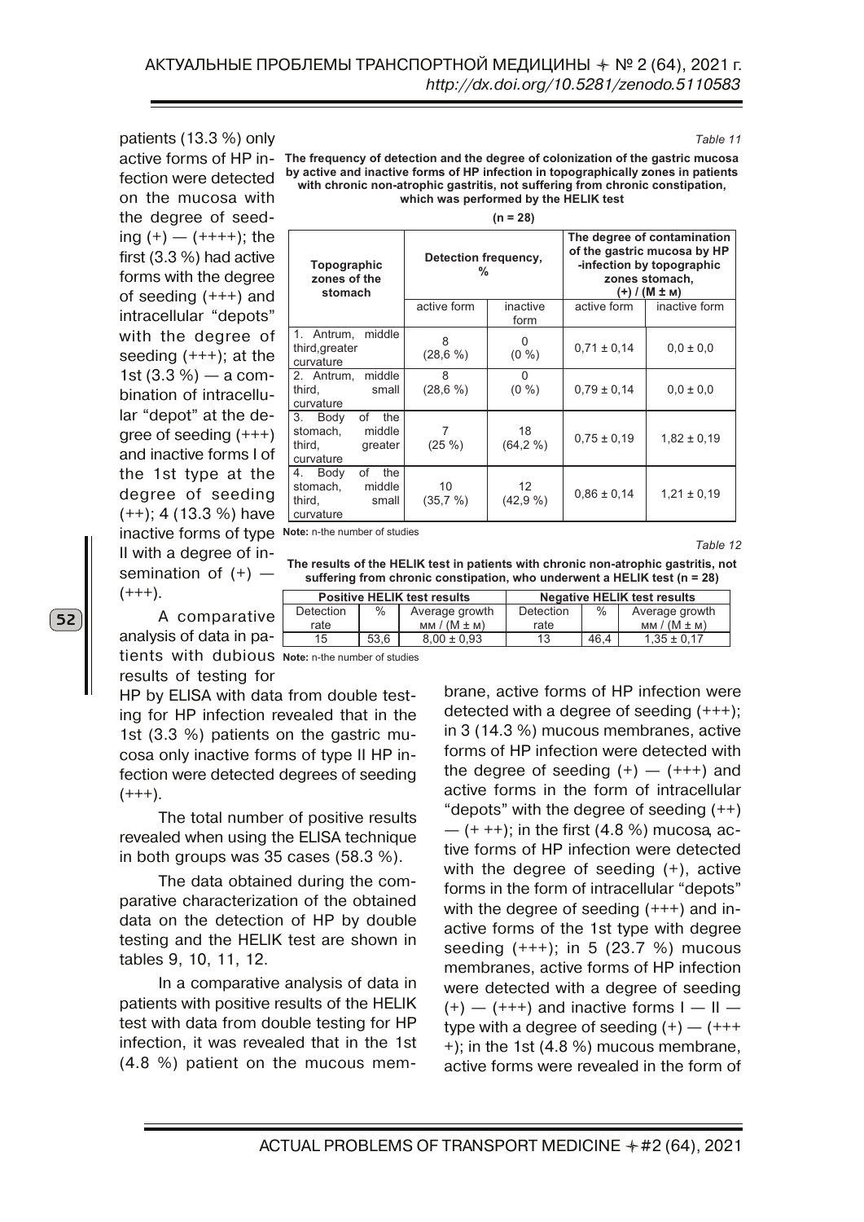patients (13.3 %) only active forms of HP infection were detected on the mucosa with the degree of seeding (+) — (++++); the first (3.3 %) had active forms with the degree of seeding (+++) and intracellular "depots" with the degree of seeding (+++); at the 1st (3.3 %) — a combination of intracellular "depot" at the degree of seeding (+++) and inactive forms I of the 1st type at the degree of seeding (++); 4 (13.3 %) have inactive forms of type II with a degree of insemination of (+) — (+++).

A comparative analysis of data in patients with dubious results of testing for HP by ELISA with data from double testing for HP infection revealed that in the 1st (3.3 %) patients on the gastric mucosa only inactive forms of type II HP infection were detected degrees of seeding (+++).

The total number of positive results revealed when using the ELISA technique in both groups was 35 cases (58.3 %).

The data obtained during the comparative characterization of the obtained data on the detection of HP by double testing and the HELIK test are shown in tables 9, 10, 11, 12.

In a comparative analysis of data in patients with positive results of the HELIK test with data from double testing for HP infection, it was revealed that in the 1st (4.8 %) patient on the mucous membrane, active forms of HP infection were detected with a degree of seeding (+++); in 3 (14.3 %) mucous membranes, active forms of HP infection were detected with the degree of seeding (+) — (+++) and active forms in the form of intracellular "depots" with the degree of seeding (++) — (+ ++); in the first (4.8 %) mucosa, active forms of HP infection were detected with the degree of seeding (+), active forms in the form of intracellular "depots" with the degree of seeding (+++) and inactive forms of the 1st type with degree seeding (+++); in 5 (23.7 %) mucous membranes, active forms of HP infection were detected with a degree of seeding (+) — (+++) and inactive forms I — II — type with a degree of seeding (+) — (++++); in the 1st (4.8 %) mucous membrane, active forms were revealed in the form of

*Table 11*

**The frequency of detection and the degree of colonization of the gastric mucosa by active and inactive forms of HP infection in topographically zones in patients with chronic non-atrophic gastritis, not suffering from chronic constipation, which was performed by the HELIK test**

**(n = 28)**

| Topographic zones of the stomach | Detection frequency, % | | The degree of contamination of the gastric mucosa by HP -infection by topographic zones stomach, (+) / (M ± м) | |
|---|---|---|---|---|
| | active form | inactive form | active form | inactive form |
| 1. Antrum, middle third,greater curvature | 8 (28,6 %) | 0 (0 %) | 0,71 ± 0,14 | 0,0 ± 0,0 |
| 2. Antrum, middle third, small curvature | 8 (28,6 %) | 0 (0 %) | 0,79 ± 0,14 | 0,0 ± 0,0 |
| 3. Body of the stomach, middle third, greater curvature | 7 (25 %) | 18 (64,2 %) | 0,75 ± 0,19 | 1,82 ± 0,19 |
| 4. Body of the stomach, middle third, small curvature | 10 (35,7 %) | 12 (42,9 %) | 0,86 ± 0,14 | 1,21 ± 0,19 |

**Note:** n-the number of studies

*Table 12*

**The results of the HELIK test in patients with chronic non-atrophic gastritis, not suffering from chronic constipation, who underwent a HELIK test (n = 28)**

| Positive HELIK test results | | | Negative HELIK test results | | |
|---|---|---|---|---|---|
| Detection rate | % | Average growth мм / (M ± м) | Detection rate | % | Average growth мм / (M ± м) |
| 15 | 53,6 | 8,00 ± 0,93 | 13 | 46,4 | 1,35 ± 0,17 |

**Note:** n-the number of studies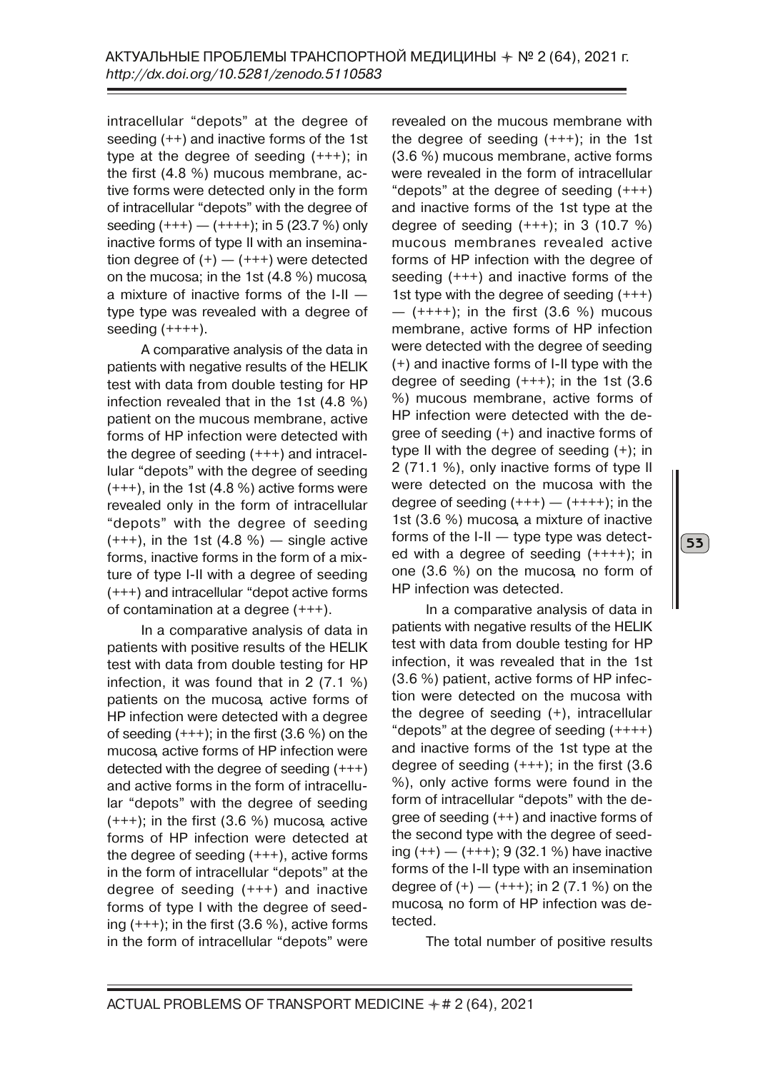intracellular “depots” at the degree of seeding (++) and inactive forms of the 1st type at the degree of seeding (+++); in the first (4.8 %) mucous membrane, active forms were detected only in the form of intracellular “depots” with the degree of seeding (+++) — (++++); in 5 (23.7 %) only inactive forms of type II with an insemination degree of (+) — (+++) were detected on the mucosa; in the 1st (4.8 %) mucosa, a mixture of inactive forms of the I-II — type type was revealed with a degree of seeding (++++).

A comparative analysis of the data in patients with negative results of the HELIK test with data from double testing for HP infection revealed that in the 1st (4.8 %) patient on the mucous membrane, active forms of HP infection were detected with the degree of seeding (+++) and intracellular “depots” with the degree of seeding (+++), in the 1st (4.8 %) active forms were revealed only in the form of intracellular “depots” with the degree of seeding (+++), in the 1st (4.8 %) — single active forms, inactive forms in the form of a mixture of type I-II with a degree of seeding (+++) and intracellular “depot active forms of contamination at a degree (+++).

In a comparative analysis of data in patients with positive results of the HELIK test with data from double testing for HP infection, it was found that in 2 (7.1 %) patients on the mucosa, active forms of HP infection were detected with a degree of seeding (+++); in the first (3.6 %) on the mucosa, active forms of HP infection were detected with the degree of seeding (+++) and active forms in the form of intracellular “depots” with the degree of seeding (+++); in the first (3.6 %) mucosa, active forms of HP infection were detected at the degree of seeding (+++), active forms in the form of intracellular “depots” at the degree of seeding (+++) and inactive forms of type I with the degree of seeding (+++); in the first (3.6 %), active forms in the form of intracellular “depots” were revealed on the mucous membrane with the degree of seeding (+++); in the 1st (3.6 %) mucous membrane, active forms were revealed in the form of intracellular “depots” at the degree of seeding (+++) and inactive forms of the 1st type at the degree of seeding (+++); in 3 (10.7 %) mucous membranes revealed active forms of HP infection with the degree of seeding (+++) and inactive forms of the 1st type with the degree of seeding (+++) — (++++); in the first (3.6 %) mucous membrane, active forms of HP infection were detected with the degree of seeding (+) and inactive forms of I-II type with the degree of seeding (+++); in the 1st (3.6 %) mucous membrane, active forms of HP infection were detected with the degree of seeding (+) and inactive forms of type II with the degree of seeding (+); in 2 (71.1 %), only inactive forms of type II were detected on the mucosa with the degree of seeding (+++) — (++++); in the 1st (3.6 %) mucosa, a mixture of inactive forms of the I-II — type type was detected with a degree of seeding (++++); in one (3.6 %) on the mucosa, no form of HP infection was detected.

In a comparative analysis of data in patients with negative results of the HELIK test with data from double testing for HP infection, it was revealed that in the 1st (3.6 %) patient, active forms of HP infection were detected on the mucosa with the degree of seeding (+), intracellular “depots” at the degree of seeding (++++) and inactive forms of the 1st type at the degree of seeding (+++); in the first (3.6 %), only active forms were found in the form of intracellular “depots” with the degree of seeding (++) and inactive forms of the second type with the degree of seeding (++) — (+++); 9 (32.1 %) have inactive forms of the I-II type with an insemination degree of (+) — (+++); in 2 (7.1 %) on the mucosa, no form of HP infection was detected.

The total number of positive results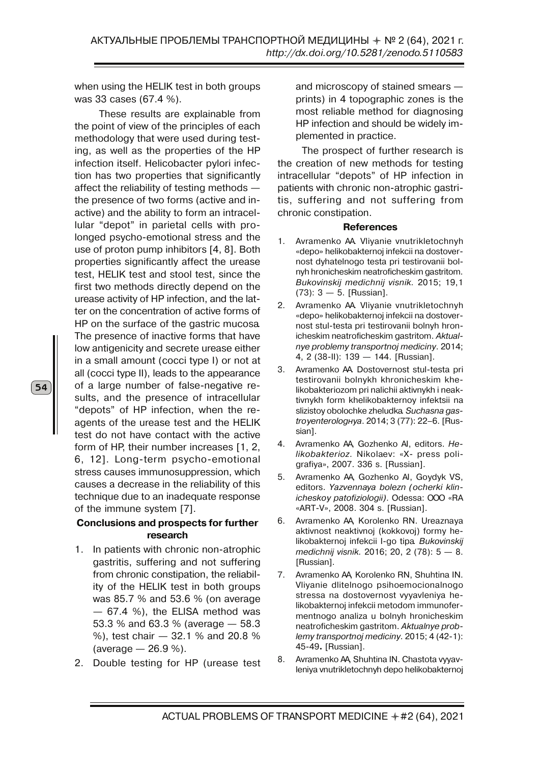when using the HELIK test in both groups was 33 cases (67.4 %).

These results are explainable from the point of view of the principles of each methodology that were used during testing, as well as the properties of the HP infection itself. Helicobacter pylori infection has two properties that significantly affect the reliability of testing methods — the presence of two forms (active and inactive) and the ability to form an intracellular "depot" in parietal cells with prolonged psycho-emotional stress and the use of proton pump inhibitors [4, 8]. Both properties significantly affect the urease test, HELIK test and stool test, since the first two methods directly depend on the urease activity of HP infection, and the latter on the concentration of active forms of HP on the surface of the gastric mucosa. The presence of inactive forms that have low antigenicity and secrete urease either in a small amount (cocci type I) or not at all (cocci type II), leads to the appearance of a large number of false-negative results, and the presence of intracellular "depots" of HP infection, when the reagents of the urease test and the HELIK test do not have contact with the active form of HP, their number increases [1, 2, 6, 12]. Long-term psycho-emotional stress causes immunosuppression, which causes a decrease in the reliability of this technique due to an inadequate response of the immune system [7].

### Conclusions and prospects for further research

1. In patients with chronic non-atrophic gastritis, suffering and not suffering from chronic constipation, the reliability of the HELIK test in both groups was 85.7 % and 53.6 % (on average — 67.4 %), the ELISA method was 53.3 % and 63.3 % (average — 58.3 %), test chair — 32.1 % and 20.8 % (average — 26.9 %).
2. Double testing for HP (urease test and microscopy of stained smears — prints) in 4 topographic zones is the most reliable method for diagnosing HP infection and should be widely implemented in practice.

The prospect of further research is the creation of new methods for testing intracellular "depots" of HP infection in patients with chronic non-atrophic gastritis, suffering and not suffering from chronic constipation.

### References

1. Avramenko AA. Vliyanie vnutrikletochnyh «depo» helikobakternoj infekcii na dostovernost dyhatelnogo testa pri testirovanii bolnyh hronicheskim neatroficheskim gastritom. *Bukovinskij medichnij visnik.* 2015; 19,1 (73): 3 — 5. [Russian].
2. Avramenko AA. Vliyanie vnutrikletochnyh «depo» helikobakternoj infekcii na dostovernost stul-testa pri testirovanii bolnyh hronicheskim neatroficheskim gastritom. *Aktualnye problemy transportnoj mediciny.* 2014; 4, 2 (38-II): 139 — 144. [Russian].
3. Avramenko AA. Dostovernost stul-testa pri testirovanii bolnykh khronicheskim khelikobakteriozom pri nalichii aktivnykh i neaktivnykh form khelikobakternoy infektsii na slizistoy obolochke zheludka. *Suchasna gastroyenterologнуа.* 2014; 3 (77): 22–6. [Russian].
4. Avramenko AA, Gozhenko AI, editors. *Helikobakterioz.* Nikolaev: «X- press poligrafiya», 2007. 336 s. [Russian].
5. Avramenko AA, Gozhenko AI, Goydyk VS, editors. *Yazvennaya bolezn (ocherki klinicheskoy patofiziologii).* Odessa: OOO «RA «ART-V», 2008. 304 s. [Russian].
6. Avramenko AA, Korolenko RN. Ureaznaya aktivnost neaktivnoj (kokkovoj) formy helikobakternoj infekcii I-go tipa. *Bukovinskij medichnij visnik.* 2016; 20, 2 (78): 5 — 8. [Russian].
7. Avramenko AA, Korolenko RN, Shuhtina IN. Vliyanie dlitelnogo psihoemocionalnogo stressa na dostovernost vyyavleniya helikobakternoj infekcii metodom immunofermentnogo analiza u bolnyh hronicheskim neatroficheskim gastritom. *Aktualnye problemy transportnoj mediciny.* 2015; 4 (42-1): 45-49. [Russian].
8. Avramenko AA, Shuhtina IN. Chastota vyyavleniya vnutrikletochnyh depo helikobakternoj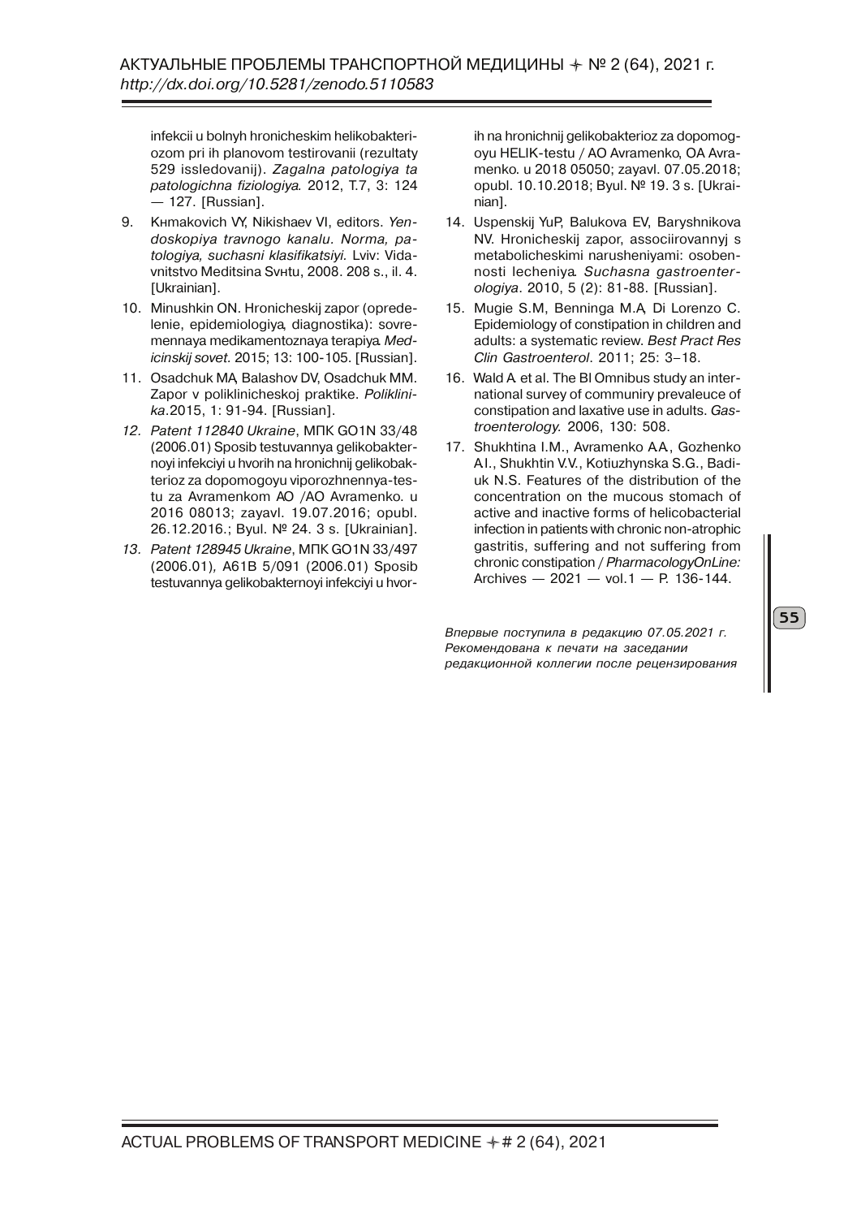infekcii u bolnyh hronicheskim helikobakteriozom pri ih planovom testirovanii (rezultaty 529 issledovanij). *Zagalna patologiya ta patologichna fiziologiya*. 2012, T.7, 3: 124 — 127. [Russian].

9. Kнmakovich VY, Nikishaev VI, editors. *Yendoskopiya travnogo kanalu. Norma, patologiya, suchasni klasifikatsiyi*. Lviv: Vidavnitstvo Meditsina Svнtu, 2008. 208 s., il. 4. [Ukrainian].
10. Minushkin ON. Hronicheskij zapor (opredelenie, epidemiologiya, diagnostika): sovremennaya medikamentoznaya terapiya. *Medicinskij sovet*. 2015; 13: 100-105. [Russian].
11. Osadchuk MA, Balashov DV, Osadchuk MM. Zapor v poliklinicheskoj praktike. *Poliklinika*.2015, 1: 91-94. [Russian].
12. *Patent 112840 Ukraine*, МПК GO1N 33/48 (2006.01) Sposib testuvannya gelikobakternoyi infekciyi u hvorih na hronichnij gelikobakterioz za dopomogoyu viporozhnennya-testu za Avramenkom AO /AO Avramenko. u 2016 08013; zayavl. 19.07.2016; opubl. 26.12.2016.; Byul. № 24. 3 s. [Ukrainian].
13. *Patent 128945 Ukraine*, МПК GO1N 33/497 (2006.01), A61B 5/091 (2006.01) Sposib testuvannya gelikobakternoyi infekciyi u hvorih na hronichnij gelikobakterioz za dopomogoyu HELIK-testu / AO Avramenko, OA Avramenko. u 2018 05050; zayavl. 07.05.2018; opubl. 10.10.2018; Byul. № 19. 3 s. [Ukrainian].
14. Uspenskij YuP, Balukova EV, Baryshnikova NV. Hronicheskij zapor, associirovannyj s metabolicheskimi narusheniyami: osobennosti lecheniya. *Suchasna gastroenterologiya*. 2010, 5 (2): 81-88. [Russian].
15. Mugie S.M, Benninga M.A, Di Lorenzo C. Epidemiology of constipation in children and adults: a systematic review. *Best Pract Res Clin Gastroenterol*. 2011; 25: 3–18.
16. Wald A. et al. The BI Omnibus study an international survey of communiry prevaleuce of constipation and laxative use in adults. *Gastroenterology*. 2006, 130: 508.
17. Shukhtina I.M., Avramenko A.A., Gozhenko A.I., Shukhtin V.V., Kotiuzhynska S.G., Badiuk N.S. Features of the distribution of the concentration on the mucous stomach of active and inactive forms of helicobacterial infection in patients with chronic non-atrophic gastritis, suffering and not suffering from chronic constipation / *PharmacologyOnLine:* Archives — 2021 — vol.1 — P. 136-144.

*Впервые поступила в редакцию 07.05.2021 г.*
*Рекомендована к печати на заседании редакционной коллегии после рецензирования*